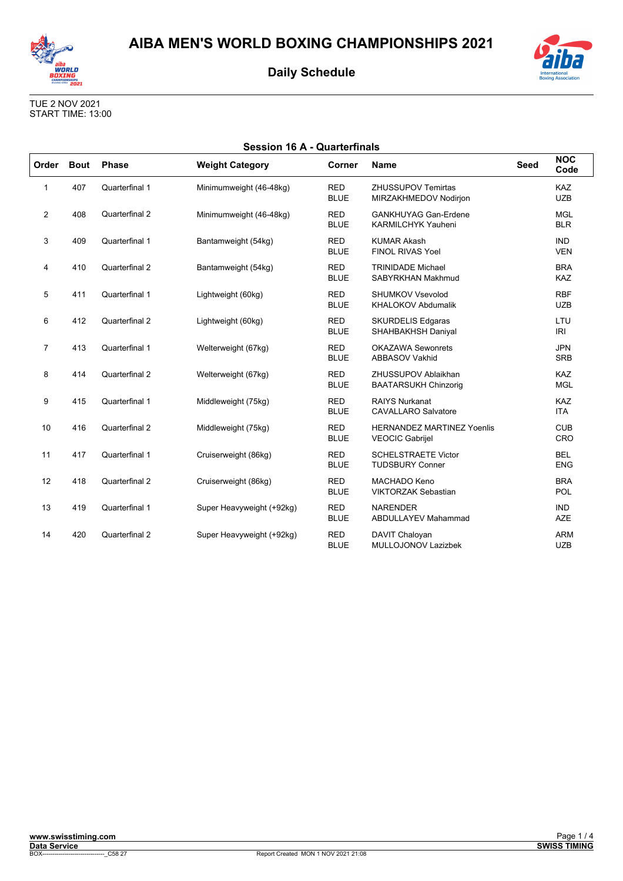# AIBA MEN'S WORLD BOXING CHAMPIONSHIPS 2021

## Daily Schedule

TUE 2 NOV 2021
START TIME: 13:00

### Session 16 A - Quarterfinals

| Order | Bout | Phase | Weight Category | Corner | Name | Seed | NOC Code |
|---|---|---|---|---|---|---|---|
| 1 | 407 | Quarterfinal 1 | Minimumweight (46-48kg) | RED<br>BLUE | ZHUSSUPOV Temirtas<br>MIRZAKHMEDOV Nodirjon | | KAZ<br>UZB |
| 2 | 408 | Quarterfinal 2 | Minimumweight (46-48kg) | RED<br>BLUE | GANKHUYAG Gan-Erdene<br>KARMILCHYK Yauheni | | MGL<br>BLR |
| 3 | 409 | Quarterfinal 1 | Bantamweight (54kg) | RED<br>BLUE | KUMAR Akash<br>FINOL RIVAS Yoel | | IND<br>VEN |
| 4 | 410 | Quarterfinal 2 | Bantamweight (54kg) | RED<br>BLUE | TRINIDADE Michael<br>SABYRKHAN Makhmud | | BRA<br>KAZ |
| 5 | 411 | Quarterfinal 1 | Lightweight (60kg) | RED<br>BLUE | SHUMKOV Vsevolod<br>KHALOKOV Abdumalik | | RBF<br>UZB |
| 6 | 412 | Quarterfinal 2 | Lightweight (60kg) | RED<br>BLUE | SKURDELIS Edgaras<br>SHAHBAKHSH Daniyal | | LTU<br>IRI |
| 7 | 413 | Quarterfinal 1 | Welterweight (67kg) | RED<br>BLUE | OKAZAWA Sewonrets<br>ABBASOV Vakhid | | JPN<br>SRB |
| 8 | 414 | Quarterfinal 2 | Welterweight (67kg) | RED<br>BLUE | ZHUSSUPOV Ablaikhan<br>BAATARSUKH Chinzorig | | KAZ<br>MGL |
| 9 | 415 | Quarterfinal 1 | Middleweight (75kg) | RED<br>BLUE | RAIYS Nurkanat<br>CAVALLARO Salvatore | | KAZ<br>ITA |
| 10 | 416 | Quarterfinal 2 | Middleweight (75kg) | RED<br>BLUE | HERNANDEZ MARTINEZ Yoenlis<br>VEOCIC Gabrijel | | CUB<br>CRO |
| 11 | 417 | Quarterfinal 1 | Cruiserweight (86kg) | RED<br>BLUE | SCHELSTRAETE Victor<br>TUDSBURY Conner | | BEL<br>ENG |
| 12 | 418 | Quarterfinal 2 | Cruiserweight (86kg) | RED<br>BLUE | MACHADO Keno<br>VIKTORZAK Sebastian | | BRA<br>POL |
| 13 | 419 | Quarterfinal 1 | Super Heavyweight (+92kg) | RED<br>BLUE | NARENDER<br>ABDULLAYEV Mahammad | | IND<br>AZE |
| 14 | 420 | Quarterfinal 2 | Super Heavyweight (+92kg) | RED<br>BLUE | DAVIT Chaloyan<br>MULLOJONOV Lazizbek | | ARM<br>UZB |

www.swisstiming.com
Data Service
BOX-------------------------------_C58 27
Report Created MON 1 NOV 2021 21:08
SWISS TIMING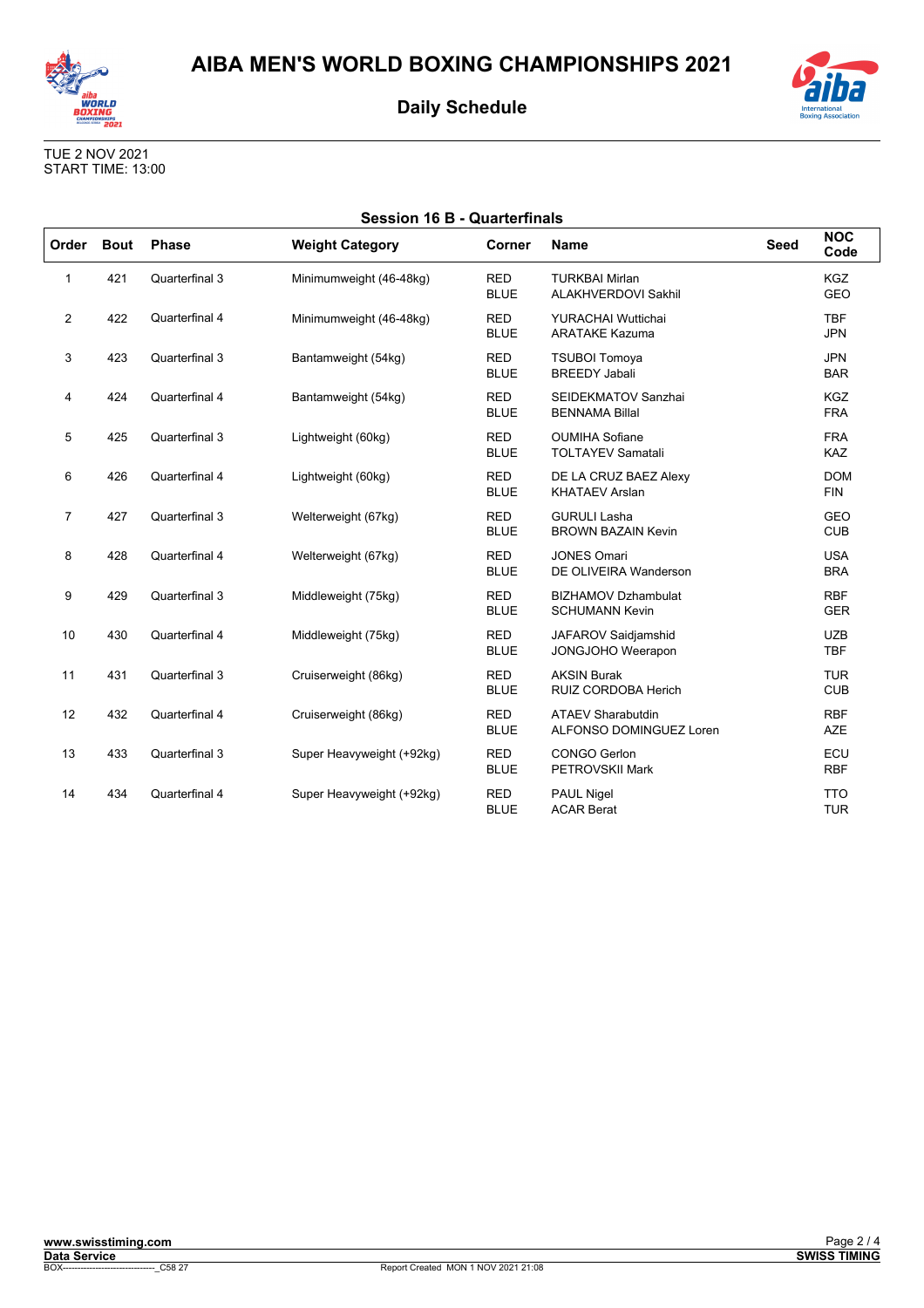# AIBA MEN'S WORLD BOXING CHAMPIONSHIPS 2021

## Daily Schedule

TUE 2 NOV 2021
START TIME: 13:00

### Session 16 B - Quarterfinals

| Order | Bout | Phase | Weight Category | Corner | Name | Seed | NOC Code |
|---|---|---|---|---|---|---|---|
| 1 | 421 | Quarterfinal 3 | Minimumweight (46-48kg) | RED<br>BLUE | TURKBAI Mirlan<br>ALAKHVERDOVI Sakhil | | KGZ<br>GEO |
| 2 | 422 | Quarterfinal 4 | Minimumweight (46-48kg) | RED<br>BLUE | YURACHAI Wuttichai<br>ARATAKE Kazuma | | TBF<br>JPN |
| 3 | 423 | Quarterfinal 3 | Bantamweight (54kg) | RED<br>BLUE | TSUBOI Tomoya<br>BREEDY Jabali | | JPN<br>BAR |
| 4 | 424 | Quarterfinal 4 | Bantamweight (54kg) | RED<br>BLUE | SEIDEKMATOV Sanzhai<br>BENNAMA Billal | | KGZ<br>FRA |
| 5 | 425 | Quarterfinal 3 | Lightweight (60kg) | RED<br>BLUE | OUMIHA Sofiane<br>TOLTAYEV Samatali | | FRA<br>KAZ |
| 6 | 426 | Quarterfinal 4 | Lightweight (60kg) | RED<br>BLUE | DE LA CRUZ BAEZ Alexy<br>KHATAEV Arslan | | DOM<br>FIN |
| 7 | 427 | Quarterfinal 3 | Welterweight (67kg) | RED<br>BLUE | GURULI Lasha<br>BROWN BAZAIN Kevin | | GEO<br>CUB |
| 8 | 428 | Quarterfinal 4 | Welterweight (67kg) | RED<br>BLUE | JONES Omari<br>DE OLIVEIRA Wanderson | | USA<br>BRA |
| 9 | 429 | Quarterfinal 3 | Middleweight (75kg) | RED<br>BLUE | BIZHAMOV Dzhambulat<br>SCHUMANN Kevin | | RBF<br>GER |
| 10 | 430 | Quarterfinal 4 | Middleweight (75kg) | RED<br>BLUE | JAFAROV Saidjamshid<br>JONGJOHO Weerapon | | UZB<br>TBF |
| 11 | 431 | Quarterfinal 3 | Cruiserweight (86kg) | RED<br>BLUE | AKSIN Burak<br>RUIZ CORDOBA Herich | | TUR<br>CUB |
| 12 | 432 | Quarterfinal 4 | Cruiserweight (86kg) | RED<br>BLUE | ATAEV Sharabutdin<br>ALFONSO DOMINGUEZ Loren | | RBF<br>AZE |
| 13 | 433 | Quarterfinal 3 | Super Heavyweight (+92kg) | RED<br>BLUE | CONGO Gerlon<br>PETROVSKII Mark | | ECU<br>RBF |
| 14 | 434 | Quarterfinal 4 | Super Heavyweight (+92kg) | RED<br>BLUE | PAUL Nigel<br>ACAR Berat | | TTO<br>TUR |

www.swisstiming.com
Data Service
BOX-------------------------------_C58 27 Report Created MON 1 NOV 2021 21:08
SWISS TIMING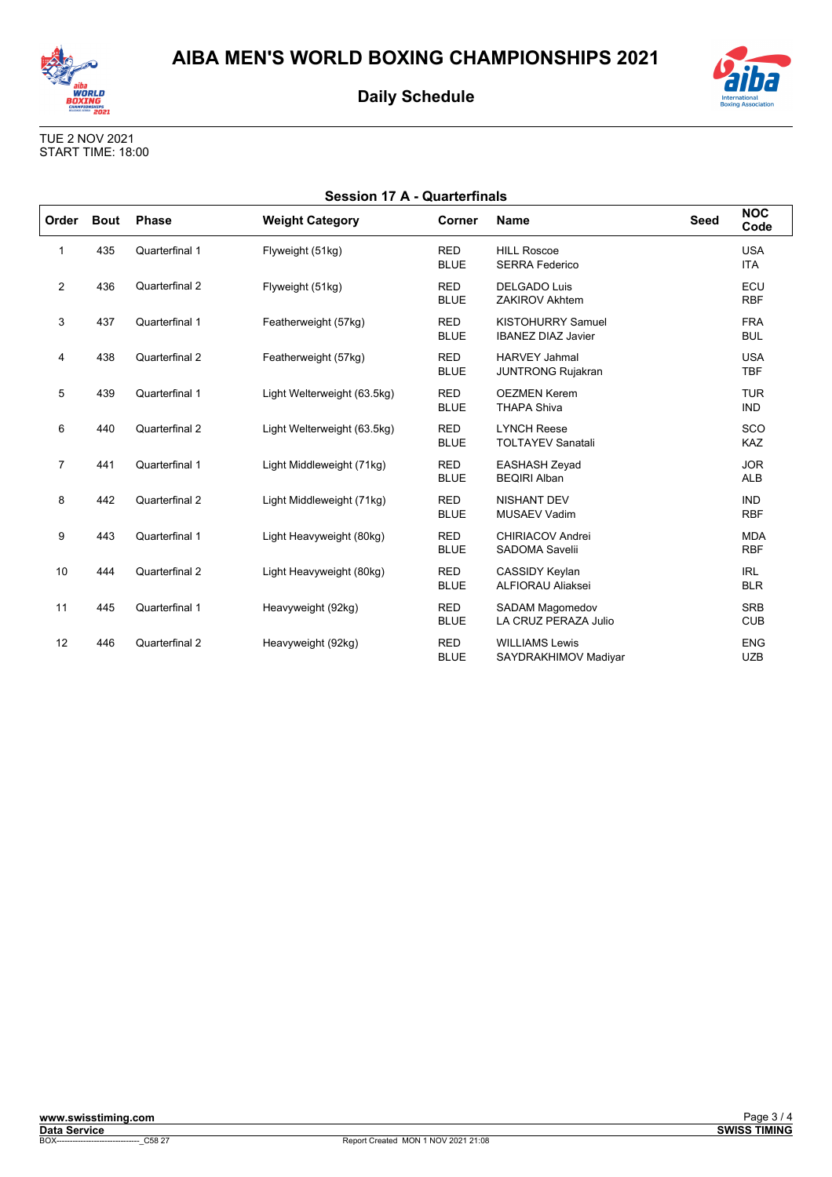# AIBA MEN'S WORLD BOXING CHAMPIONSHIPS 2021

## Daily Schedule

TUE 2 NOV 2021
START TIME: 18:00

### Session 17 A - Quarterfinals

| Order | Bout | Phase | Weight Category | Corner | Name | Seed | NOC Code |
|---|---|---|---|---|---|---|---|
| 1 | 435 | Quarterfinal 1 | Flyweight (51kg) | RED<br>BLUE | HILL Roscoe<br>SERRA Federico | | USA<br>ITA |
| 2 | 436 | Quarterfinal 2 | Flyweight (51kg) | RED<br>BLUE | DELGADO Luis<br>ZAKIROV Akhtem | | ECU<br>RBF |
| 3 | 437 | Quarterfinal 1 | Featherweight (57kg) | RED<br>BLUE | KISTOHURRY Samuel<br>IBANEZ DIAZ Javier | | FRA<br>BUL |
| 4 | 438 | Quarterfinal 2 | Featherweight (57kg) | RED<br>BLUE | HARVEY Jahmal<br>JUNTRONG Rujakran | | USA<br>TBF |
| 5 | 439 | Quarterfinal 1 | Light Welterweight (63.5kg) | RED<br>BLUE | OEZMEN Kerem<br>THAPA Shiva | | TUR<br>IND |
| 6 | 440 | Quarterfinal 2 | Light Welterweight (63.5kg) | RED<br>BLUE | LYNCH Reese<br>TOLTAYEV Sanatali | | SCO<br>KAZ |
| 7 | 441 | Quarterfinal 1 | Light Middleweight (71kg) | RED<br>BLUE | EASHASH Zeyad<br>BEQIRI Alban | | JOR<br>ALB |
| 8 | 442 | Quarterfinal 2 | Light Middleweight (71kg) | RED<br>BLUE | NISHANT DEV<br>MUSAEV Vadim | | IND<br>RBF |
| 9 | 443 | Quarterfinal 1 | Light Heavyweight (80kg) | RED<br>BLUE | CHIRIACOV Andrei<br>SADOMA Savelii | | MDA<br>RBF |
| 10 | 444 | Quarterfinal 2 | Light Heavyweight (80kg) | RED<br>BLUE | CASSIDY Keylan<br>ALFIORAU Aliaksei | | IRL<br>BLR |
| 11 | 445 | Quarterfinal 1 | Heavyweight (92kg) | RED<br>BLUE | SADAM Magomedov<br>LA CRUZ PERAZA Julio | | SRB<br>CUB |
| 12 | 446 | Quarterfinal 2 | Heavyweight (92kg) | RED<br>BLUE | WILLIAMS Lewis<br>SAYDRAKHIMOV Madiyar | | ENG<br>UZB |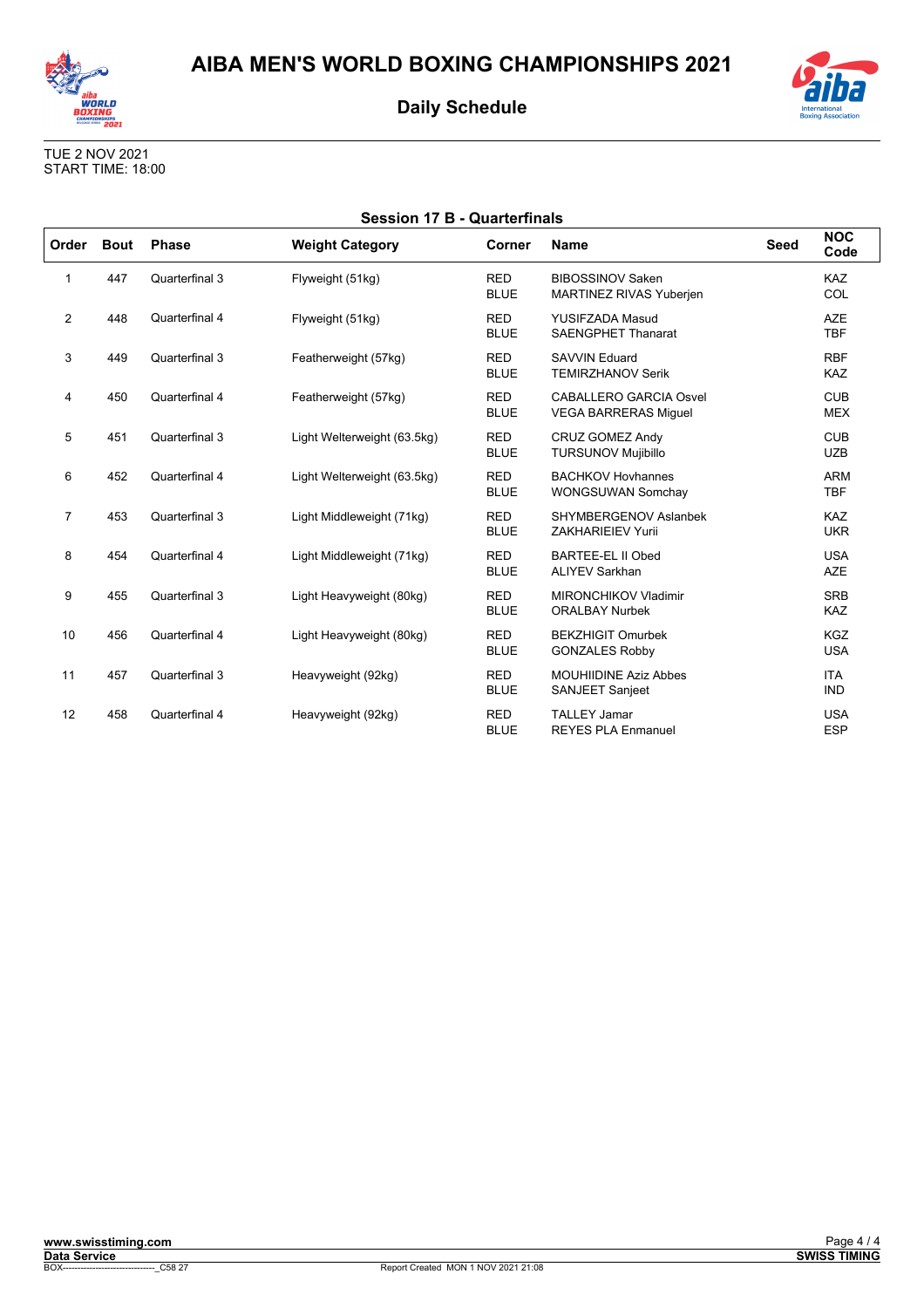# AIBA MEN'S WORLD BOXING CHAMPIONSHIPS 2021

## Daily Schedule

TUE 2 NOV 2021
START TIME: 18:00

### Session 17 B - Quarterfinals

| Order | Bout | Phase | Weight Category | Corner | Name | Seed | NOC Code |
|---|---|---|---|---|---|---|---|
| 1 | 447 | Quarterfinal 3 | Flyweight (51kg) | RED<br>BLUE | BIBOSSINOV Saken<br>MARTINEZ RIVAS Yuberjen | | KAZ<br>COL |
| 2 | 448 | Quarterfinal 4 | Flyweight (51kg) | RED<br>BLUE | YUSIFZADA Masud<br>SAENGPHET Thanarat | | AZE<br>TBF |
| 3 | 449 | Quarterfinal 3 | Featherweight (57kg) | RED<br>BLUE | SAVVIN Eduard<br>TEMIRZHANOV Serik | | RBF<br>KAZ |
| 4 | 450 | Quarterfinal 4 | Featherweight (57kg) | RED<br>BLUE | CABALLERO GARCIA Osvel<br>VEGA BARRERAS Miguel | | CUB<br>MEX |
| 5 | 451 | Quarterfinal 3 | Light Welterweight (63.5kg) | RED<br>BLUE | CRUZ GOMEZ Andy<br>TURSUNOV Mujibillo | | CUB<br>UZB |
| 6 | 452 | Quarterfinal 4 | Light Welterweight (63.5kg) | RED<br>BLUE | BACHKOV Hovhannes<br>WONGSUWAN Somchay | | ARM<br>TBF |
| 7 | 453 | Quarterfinal 3 | Light Middleweight (71kg) | RED<br>BLUE | SHYMBERGENOV Aslanbek<br>ZAKHARIEIEV Yurii | | KAZ<br>UKR |
| 8 | 454 | Quarterfinal 4 | Light Middleweight (71kg) | RED<br>BLUE | BARTEE-EL II Obed<br>ALIYEV Sarkhan | | USA<br>AZE |
| 9 | 455 | Quarterfinal 3 | Light Heavyweight (80kg) | RED<br>BLUE | MIRONCHIKOV Vladimir<br>ORALBAY Nurbek | | SRB<br>KAZ |
| 10 | 456 | Quarterfinal 4 | Light Heavyweight (80kg) | RED<br>BLUE | BEKZHIGIT Omurbek<br>GONZALES Robby | | KGZ<br>USA |
| 11 | 457 | Quarterfinal 3 | Heavyweight (92kg) | RED<br>BLUE | MOUHIIDINE Aziz Abbes<br>SANJEET Sanjeet | | ITA<br>IND |
| 12 | 458 | Quarterfinal 4 | Heavyweight (92kg) | RED<br>BLUE | TALLEY Jamar<br>REYES PLA Enmanuel | | USA<br>ESP |

Report Created MON 1 NOV 2021 21:08